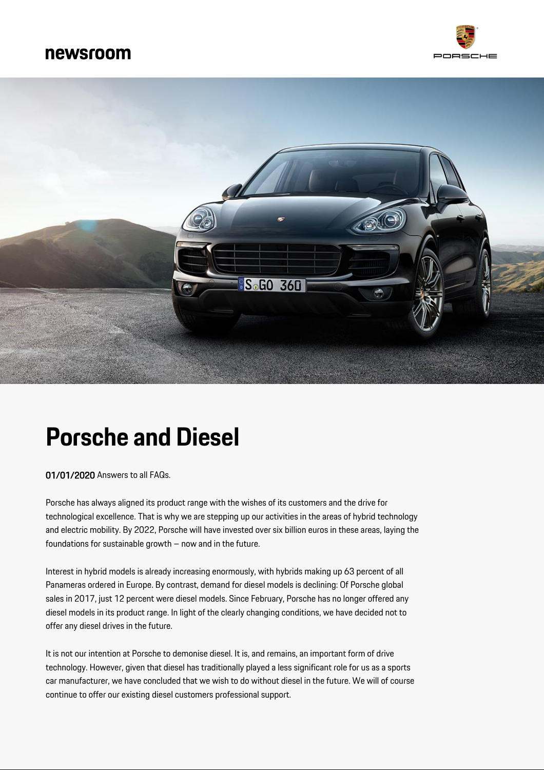newsroom

# Porsche and Diesel

**01/01/2020** Answers to all FAQs.

Porsche has always aligned its product range with the wishes of its customers and the drive for technological excellence. That is why we are stepping up our activities in the areas of hybrid technology and electric mobility. By 2022, Porsche will have invested over six billion euros in these areas, laying the foundations for sustainable growth – now and in the future.

Interest in hybrid models is already increasing enormously, with hybrids making up 63 percent of all Panameras ordered in Europe. By contrast, demand for diesel models is declining: Of Porsche global sales in 2017, just 12 percent were diesel models. Since February, Porsche has no longer offered any diesel models in its product range. In light of the clearly changing conditions, we have decided not to offer any diesel drives in the future.

It is not our intention at Porsche to demonise diesel. It is, and remains, an important form of drive technology. However, given that diesel has traditionally played a less significant role for us as a sports car manufacturer, we have concluded that we wish to do without diesel in the future. We will of course continue to offer our existing diesel customers professional support.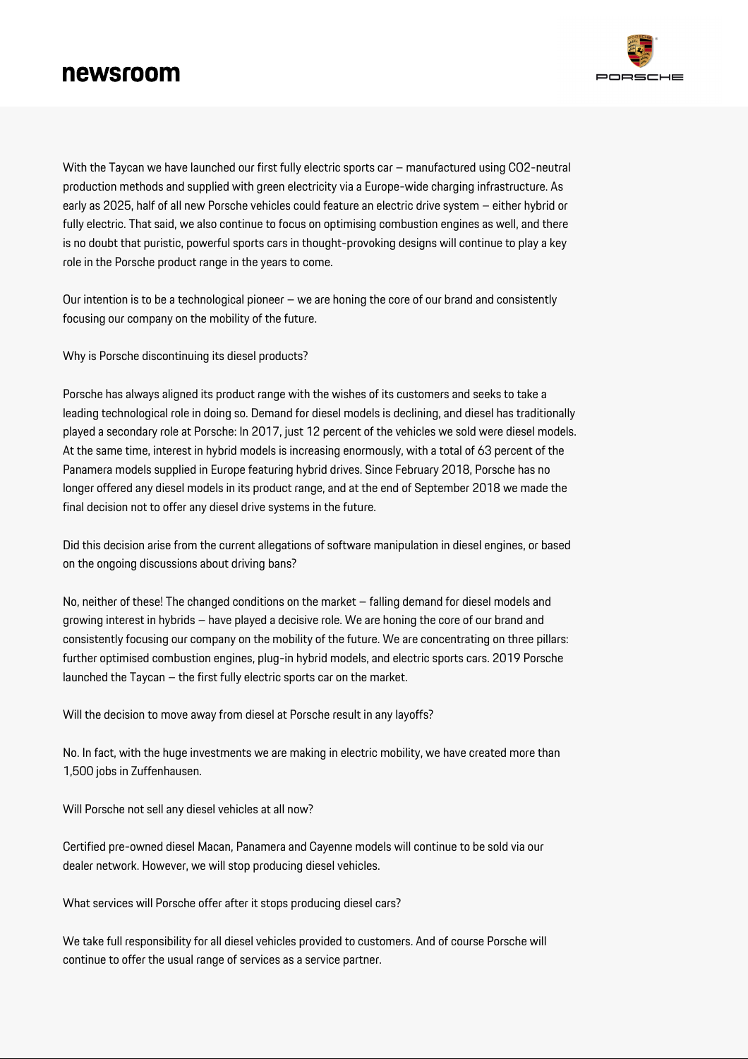With the Taycan we have launched our first fully electric sports car – manufactured using CO2-neutral production methods and supplied with green electricity via a Europe-wide charging infrastructure. As early as 2025, half of all new Porsche vehicles could feature an electric drive system – either hybrid or fully electric. That said, we also continue to focus on optimising combustion engines as well, and there is no doubt that puristic, powerful sports cars in thought-provoking designs will continue to play a key role in the Porsche product range in the years to come.

Our intention is to be a technological pioneer – we are honing the core of our brand and consistently focusing our company on the mobility of the future.

Why is Porsche discontinuing its diesel products?

Porsche has always aligned its product range with the wishes of its customers and seeks to take a leading technological role in doing so. Demand for diesel models is declining, and diesel has traditionally played a secondary role at Porsche: In 2017, just 12 percent of the vehicles we sold were diesel models. At the same time, interest in hybrid models is increasing enormously, with a total of 63 percent of the Panamera models supplied in Europe featuring hybrid drives. Since February 2018, Porsche has no longer offered any diesel models in its product range, and at the end of September 2018 we made the final decision not to offer any diesel drive systems in the future.

Did this decision arise from the current allegations of software manipulation in diesel engines, or based on the ongoing discussions about driving bans?

No, neither of these! The changed conditions on the market – falling demand for diesel models and growing interest in hybrids – have played a decisive role. We are honing the core of our brand and consistently focusing our company on the mobility of the future. We are concentrating on three pillars: further optimised combustion engines, plug-in hybrid models, and electric sports cars. 2019 Porsche launched the Taycan – the first fully electric sports car on the market.

Will the decision to move away from diesel at Porsche result in any layoffs?

No. In fact, with the huge investments we are making in electric mobility, we have created more than 1,500 jobs in Zuffenhausen.

Will Porsche not sell any diesel vehicles at all now?

Certified pre-owned diesel Macan, Panamera and Cayenne models will continue to be sold via our dealer network. However, we will stop producing diesel vehicles.

What services will Porsche offer after it stops producing diesel cars?

We take full responsibility for all diesel vehicles provided to customers. And of course Porsche will continue to offer the usual range of services as a service partner.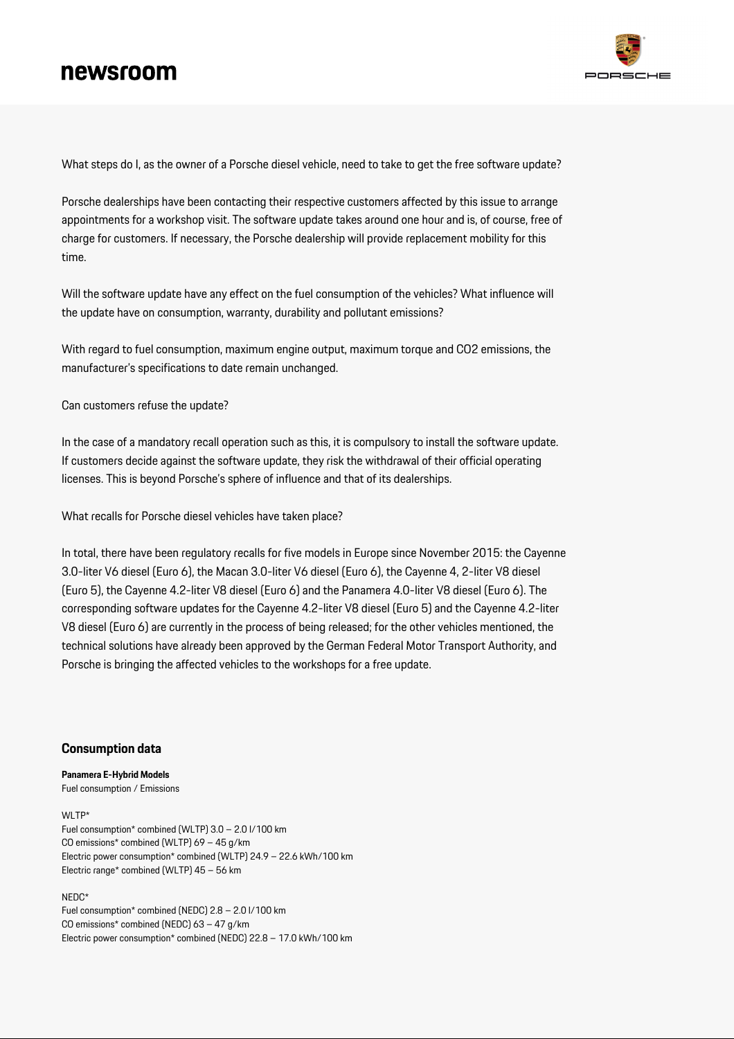What steps do I, as the owner of a Porsche diesel vehicle, need to take to get the free software update?

Porsche dealerships have been contacting their respective customers affected by this issue to arrange appointments for a workshop visit. The software update takes around one hour and is, of course, free of charge for customers. If necessary, the Porsche dealership will provide replacement mobility for this time.

Will the software update have any effect on the fuel consumption of the vehicles? What influence will the update have on consumption, warranty, durability and pollutant emissions?

With regard to fuel consumption, maximum engine output, maximum torque and CO2 emissions, the manufacturer's specifications to date remain unchanged.

Can customers refuse the update?

In the case of a mandatory recall operation such as this, it is compulsory to install the software update. If customers decide against the software update, they risk the withdrawal of their official operating licenses. This is beyond Porsche's sphere of influence and that of its dealerships.

What recalls for Porsche diesel vehicles have taken place?

In total, there have been regulatory recalls for five models in Europe since November 2015: the Cayenne 3.0-liter V6 diesel (Euro 6), the Macan 3.0-liter V6 diesel (Euro 6), the Cayenne 4, 2-liter V8 diesel (Euro 5), the Cayenne 4.2-liter V8 diesel (Euro 6) and the Panamera 4.0-liter V8 diesel (Euro 6). The corresponding software updates for the Cayenne 4.2-liter V8 diesel (Euro 5) and the Cayenne 4.2-liter V8 diesel (Euro 6) are currently in the process of being released; for the other vehicles mentioned, the technical solutions have already been approved by the German Federal Motor Transport Authority, and Porsche is bringing the affected vehicles to the workshops for a free update.

## Consumption data

**Panamera E-Hybrid Models**
Fuel consumption / Emissions

WLTP*
Fuel consumption* combined (WLTP) 3.0 – 2.0 l/100 km
CO emissions* combined (WLTP) 69 – 45 g/km
Electric power consumption* combined (WLTP) 24.9 – 22.6 kWh/100 km
Electric range* combined (WLTP) 45 – 56 km

NEDC*
Fuel consumption* combined (NEDC) 2.8 – 2.0 l/100 km
CO emissions* combined (NEDC) 63 – 47 g/km
Electric power consumption* combined (NEDC) 22.8 – 17.0 kWh/100 km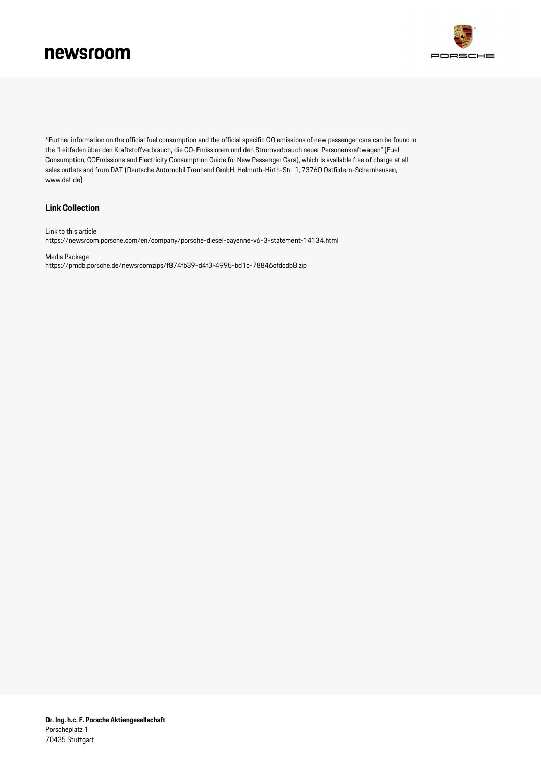*Further information on the official fuel consumption and the official specific CO emissions of new passenger cars can be found in the "Leitfaden über den Kraftstoffverbrauch, die CO-Emissionen und den Stromverbrauch neuer Personenkraftwagen" (Fuel Consumption, COEmissions and Electricity Consumption Guide for New Passenger Cars), which is available free of charge at all sales outlets and from DAT (Deutsche Automobil Treuhand GmbH, Helmuth-Hirth-Str. 1, 73760 Ostfildern-Scharnhausen, www.dat.de).

## Link Collection

Link to this article
https://newsroom.porsche.com/en/company/porsche-diesel-cayenne-v6-3-statement-14134.html

Media Package
https://pmdb.porsche.de/newsroomzips/f874fb39-d4f3-4995-bd1c-78846cfdcdb8.zip

**Dr. Ing. h.c. F. Porsche Aktiengesellschaft**
Porscheplatz 1
70435 Stuttgart